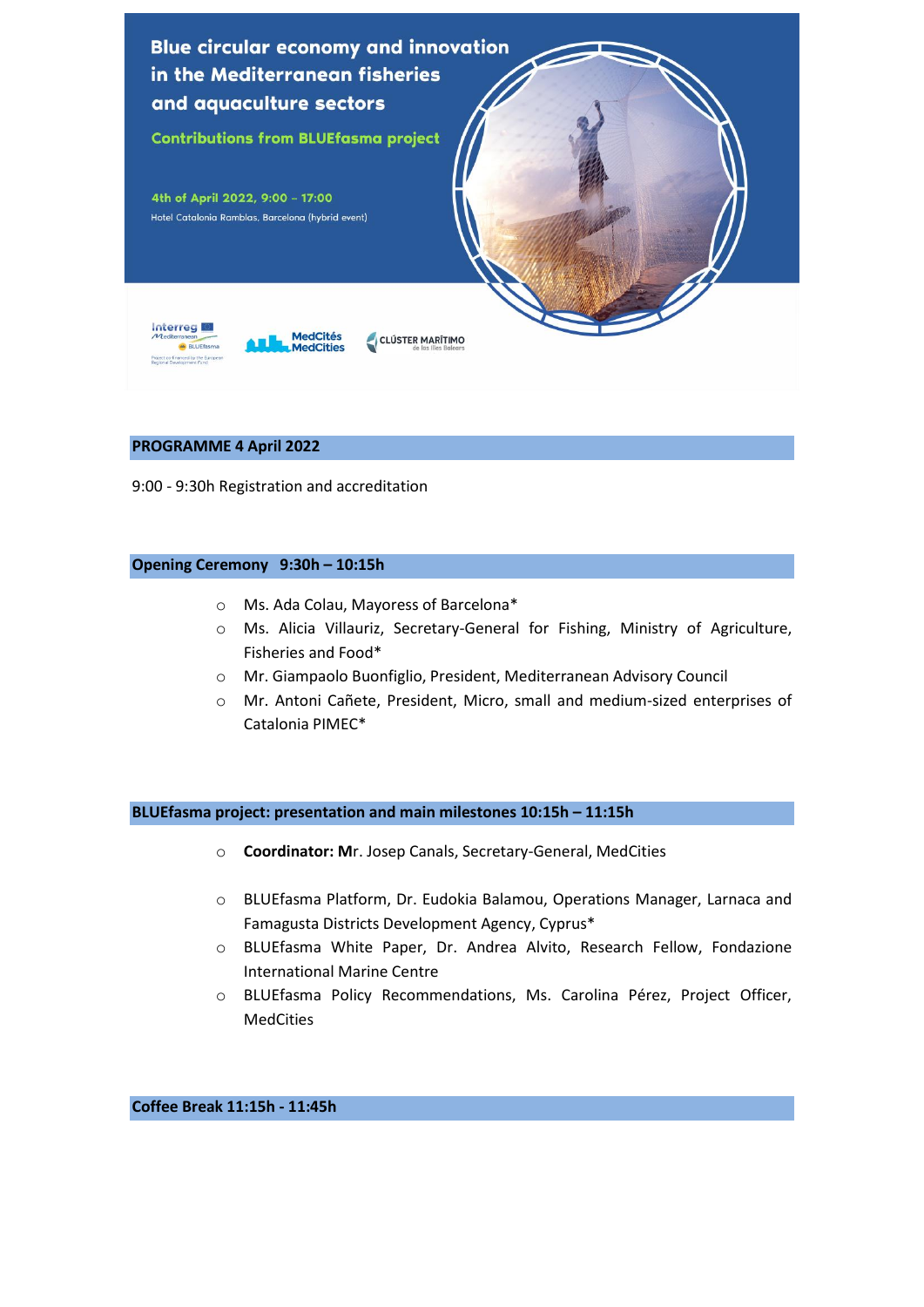# Blue circular economy and innovation in the Mediterranean fisheries and aquaculture sectors

## Contributions from BLUEfasma project

4th of April 2022, 9:00 – 17:00

Hotel Catalonia Ramblas, Barcelona (hybrid event)

Interreg Mediterranean BLUEfasma — Project co-financed by the European Regional Development Fund

MedCités MedCities

CLÚSTER MARÍTIMO de les Illes Balears

## PROGRAMME 4 April 2022

9:00 - 9:30h Registration and accreditation

## Opening Ceremony 9:30h – 10:15h

- Ms. Ada Colau, Mayoress of Barcelona*
- Ms. Alicia Villauriz, Secretary-General for Fishing, Ministry of Agriculture, Fisheries and Food*
- Mr. Giampaolo Buonfiglio, President, Mediterranean Advisory Council
- Mr. Antoni Cañete, President, Micro, small and medium-sized enterprises of Catalonia PIMEC*

## BLUEfasma project: presentation and main milestones 10:15h – 11:15h

- **Coordinator: M**r. Josep Canals, Secretary-General, MedCities
- BLUEfasma Platform, Dr. Eudokia Balamou, Operations Manager, Larnaca and Famagusta Districts Development Agency, Cyprus*
- BLUEfasma White Paper, Dr. Andrea Alvito, Research Fellow, Fondazione International Marine Centre
- BLUEfasma Policy Recommendations, Ms. Carolina Pérez, Project Officer, MedCities

## Coffee Break 11:15h - 11:45h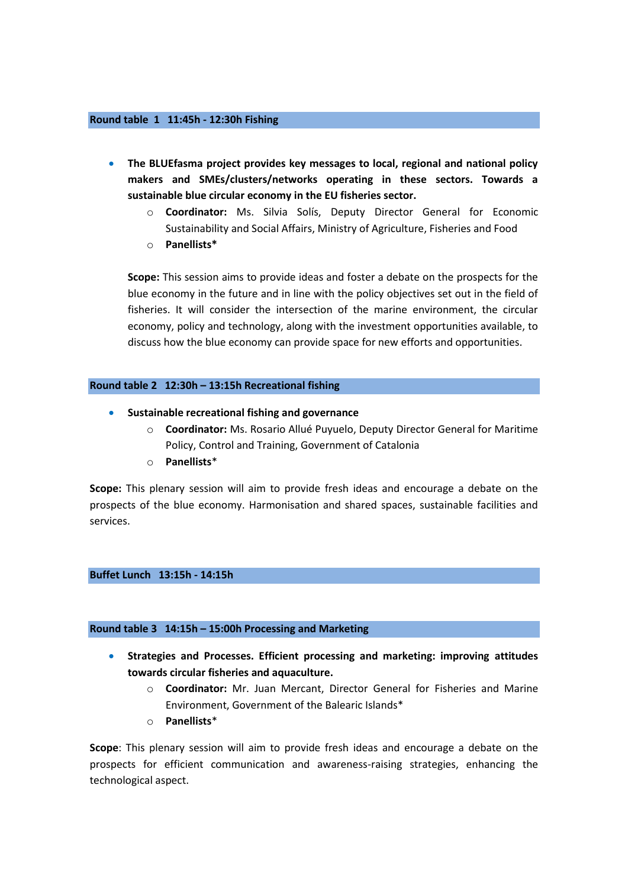## Round table 1 11:45h - 12:30h Fishing

- **The BLUEfasma project provides key messages to local, regional and national policy makers and SMEs/clusters/networks operating in these sectors. Towards a sustainable blue circular economy in the EU fisheries sector.**
  - **Coordinator:** Ms. Silvia Solís, Deputy Director General for Economic Sustainability and Social Affairs, Ministry of Agriculture, Fisheries and Food
  - **Panellists***

  **Scope:** This session aims to provide ideas and foster a debate on the prospects for the blue economy in the future and in line with the policy objectives set out in the field of fisheries. It will consider the intersection of the marine environment, the circular economy, policy and technology, along with the investment opportunities available, to discuss how the blue economy can provide space for new efforts and opportunities.

## Round table 2 12:30h – 13:15h Recreational fishing

- **Sustainable recreational fishing and governance**
  - **Coordinator:** Ms. Rosario Allué Puyuelo, Deputy Director General for Maritime Policy, Control and Training, Government of Catalonia
  - **Panellists***

**Scope:** This plenary session will aim to provide fresh ideas and encourage a debate on the prospects of the blue economy. Harmonisation and shared spaces, sustainable facilities and services.

## Buffet Lunch 13:15h - 14:15h

## Round table 3 14:15h – 15:00h Processing and Marketing

- **Strategies and Processes. Efficient processing and marketing: improving attitudes towards circular fisheries and aquaculture.**
  - **Coordinator:** Mr. Juan Mercant, Director General for Fisheries and Marine Environment, Government of the Balearic Islands*
  - **Panellists***

**Scope**: This plenary session will aim to provide fresh ideas and encourage a debate on the prospects for efficient communication and awareness-raising strategies, enhancing the technological aspect.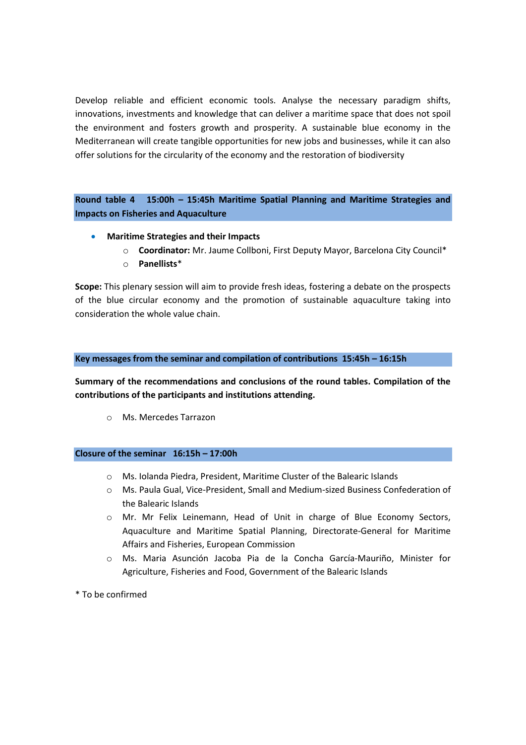Develop reliable and efficient economic tools. Analyse the necessary paradigm shifts, innovations, investments and knowledge that can deliver a maritime space that does not spoil the environment and fosters growth and prosperity. A sustainable blue economy in the Mediterranean will create tangible opportunities for new jobs and businesses, while it can also offer solutions for the circularity of the economy and the restoration of biodiversity

## Round table 4 15:00h – 15:45h Maritime Spatial Planning and Maritime Strategies and Impacts on Fisheries and Aquaculture

- **Maritime Strategies and their Impacts**
  - **Coordinator:** Mr. Jaume Collboni, First Deputy Mayor, Barcelona City Council*
  - **Panellists***

**Scope:** This plenary session will aim to provide fresh ideas, fostering a debate on the prospects of the blue circular economy and the promotion of sustainable aquaculture taking into consideration the whole value chain.

## Key messages from the seminar and compilation of contributions 15:45h – 16:15h

**Summary of the recommendations and conclusions of the round tables. Compilation of the contributions of the participants and institutions attending.**

- Ms. Mercedes Tarrazon

## Closure of the seminar 16:15h – 17:00h

- Ms. Iolanda Piedra, President, Maritime Cluster of the Balearic Islands
- Ms. Paula Gual, Vice-President, Small and Medium-sized Business Confederation of the Balearic Islands
- Mr. Mr Felix Leinemann, Head of Unit in charge of Blue Economy Sectors, Aquaculture and Maritime Spatial Planning, Directorate-General for Maritime Affairs and Fisheries, European Commission
- Ms. Maria Asunción Jacoba Pia de la Concha García-Mauriño, Minister for Agriculture, Fisheries and Food, Government of the Balearic Islands

* To be confirmed